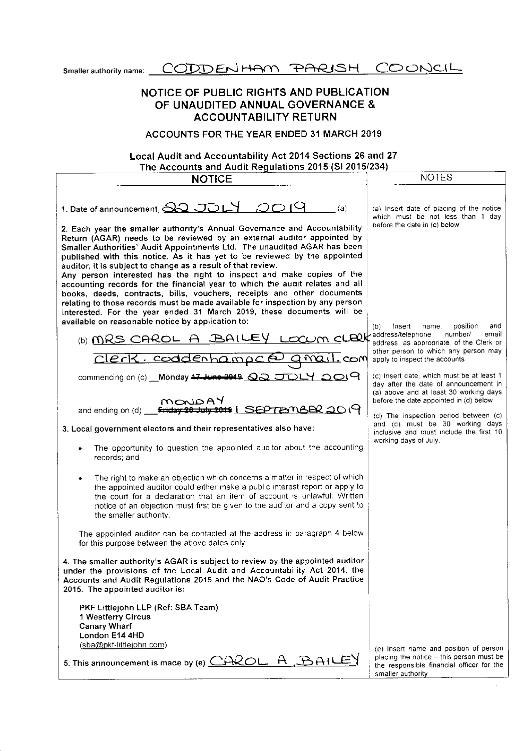Smaller authority name: CODDENHAM PARISH COUNCIL

# NOTICE OF PUBLIC RIGHTS AND PUBLICATION OF UNAUDITED ANNUAL GOVERNANCE & ACCOUNTABILITY RETURN

## ACCOUNTS FOR THE YEAR ENDED 31 MARCH 2019

### Local Audit and Accountability Act 2014 Sections 26 and 27
### The Accounts and Audit Regulations 2015 (SI 2015/234)

| NOTICE | NOTES |
|---|---|
| 1. Date of announcement 22 JULY 2019 (a) | (a) Insert date of placing of the notice which must be not less than 1 day before the date in (c) below |
| 2. Each year the smaller authority's Annual Governance and Accountability Return (AGAR) needs to be reviewed by an external auditor appointed by Smaller Authorities' Audit Appointments Ltd. The unaudited AGAR has been published with this notice. As it has yet to be reviewed by the appointed auditor, it is subject to change as a result of that review.<br>Any person interested has the right to inspect and make copies of the accounting records for the financial year to which the audit relates and all books, deeds, contracts, bills, vouchers, receipts and other documents relating to those records must be made available for inspection by any person interested. For the year ended 31 March 2019, these documents will be available on reasonable notice by application to: | |
| (b) MRS CAROL A BAILEY LOCUM CLERK<br>clerk.coddenhampc@gmail.com | (b) Insert name, position and address/telephone number/ email address, as appropriate, of the Clerk or other person to which any person may apply to inspect the accounts |
| commencing on (c) Monday ~~17 June 2019~~ 22 JULY 2019 | (c) Insert date, which must be at least 1 day after the date of announcement in (a) above and at least 30 working days before the date appointed in (d) below |
| and ending on (d) ~~Friday 26 July 2019~~ MONDAY 1 SEPTEMBER 2019 | (d) The inspection period between (c) and (d) must be 30 working days inclusive and must include the first 10 working days of July. |
| 3. Local government electors and their representatives also have:<br>• The opportunity to question the appointed auditor about the accounting records; and<br>• The right to make an objection which concerns a matter in respect of which the appointed auditor could either make a public interest report or apply to the court for a declaration that an item of account is unlawful. Written notice of an objection must first be given to the auditor and a copy sent to the smaller authority.<br><br>The appointed auditor can be contacted at the address in paragraph 4 below for this purpose between the above dates only. | |
| 4. The smaller authority's AGAR is subject to review by the appointed auditor under the provisions of the Local Audit and Accountability Act 2014, the Accounts and Audit Regulations 2015 and the NAO's Code of Audit Practice 2015. The appointed auditor is:<br><br>PKF Littlejohn LLP (Ref: SBA Team)<br>1 Westferry Circus<br>Canary Wharf<br>London E14 4HD<br>(sba@pkf-littlejohn.com) | |
| 5. This announcement is made by (e) CAROL A BAILEY | (e) Insert name and position of person placing the notice – this person must be the responsible financial officer for the smaller authority |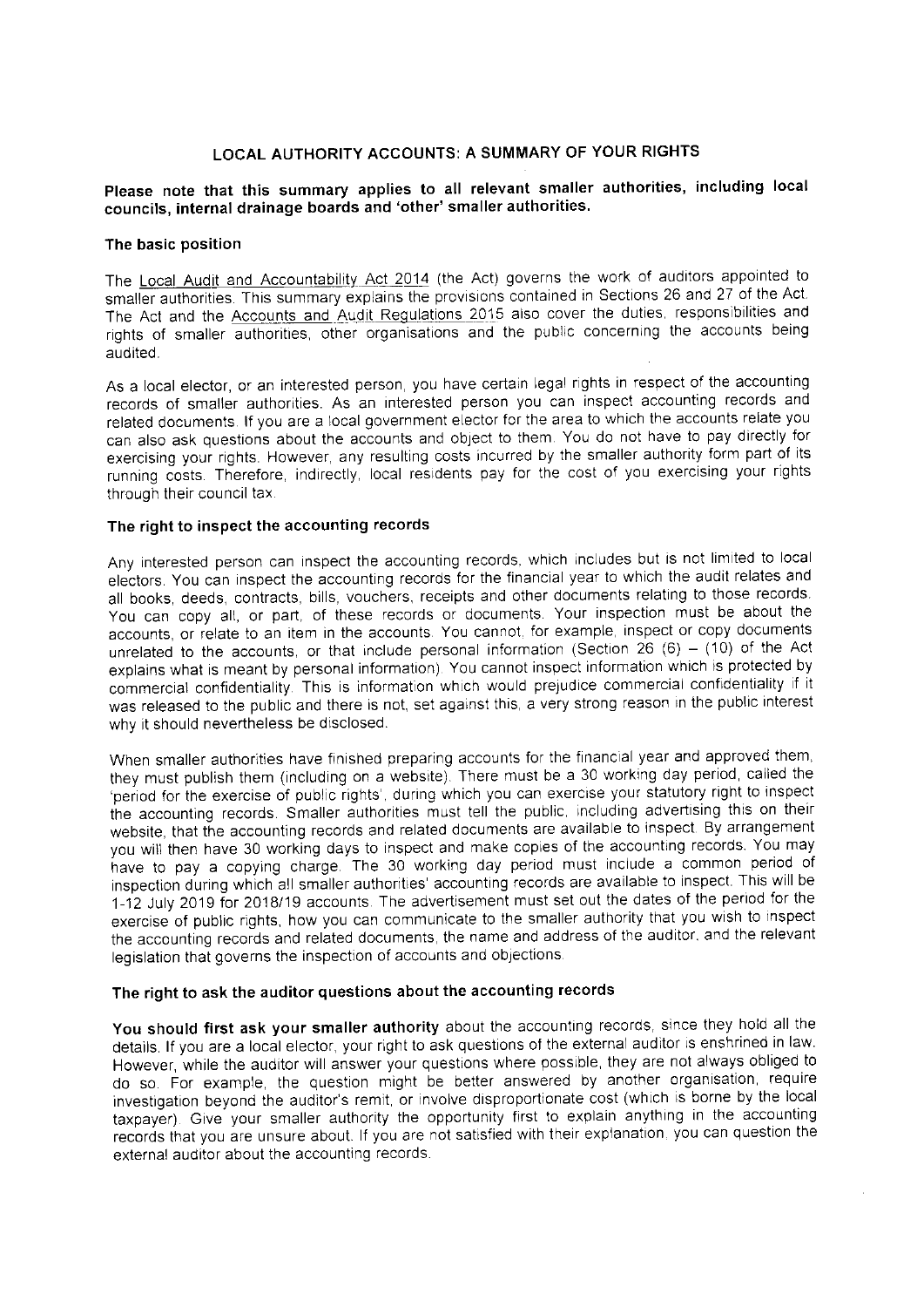# LOCAL AUTHORITY ACCOUNTS: A SUMMARY OF YOUR RIGHTS

**Please note that this summary applies to all relevant smaller authorities, including local councils, internal drainage boards and 'other' smaller authorities.**

### The basic position

The Local Audit and Accountability Act 2014 (the Act) governs the work of auditors appointed to smaller authorities. This summary explains the provisions contained in Sections 26 and 27 of the Act. The Act and the Accounts and Audit Regulations 2015 also cover the duties, responsibilities and rights of smaller authorities, other organisations and the public concerning the accounts being audited.

As a local elector, or an interested person, you have certain legal rights in respect of the accounting records of smaller authorities. As an interested person you can inspect accounting records and related documents. If you are a local government elector for the area to which the accounts relate you can also ask questions about the accounts and object to them. You do not have to pay directly for exercising your rights. However, any resulting costs incurred by the smaller authority form part of its running costs. Therefore, indirectly, local residents pay for the cost of you exercising your rights through their council tax.

### The right to inspect the accounting records

Any interested person can inspect the accounting records, which includes but is not limited to local electors. You can inspect the accounting records for the financial year to which the audit relates and all books, deeds, contracts, bills, vouchers, receipts and other documents relating to those records. You can copy all, or part, of these records or documents. Your inspection must be about the accounts, or relate to an item in the accounts. You cannot, for example, inspect or copy documents unrelated to the accounts, or that include personal information (Section 26 (6) – (10) of the Act explains what is meant by personal information). You cannot inspect information which is protected by commercial confidentiality. This is information which would prejudice commercial confidentiality if it was released to the public and there is not, set against this, a very strong reason in the public interest why it should nevertheless be disclosed.

When smaller authorities have finished preparing accounts for the financial year and approved them, they must publish them (including on a website). There must be a 30 working day period, called the 'period for the exercise of public rights', during which you can exercise your statutory right to inspect the accounting records. Smaller authorities must tell the public, including advertising this on their website, that the accounting records and related documents are available to inspect. By arrangement you will then have 30 working days to inspect and make copies of the accounting records. You may have to pay a copying charge. The 30 working day period must include a common period of inspection during which all smaller authorities' accounting records are available to inspect. This will be 1-12 July 2019 for 2018/19 accounts. The advertisement must set out the dates of the period for the exercise of public rights, how you can communicate to the smaller authority that you wish to inspect the accounting records and related documents, the name and address of the auditor, and the relevant legislation that governs the inspection of accounts and objections.

### The right to ask the auditor questions about the accounting records

**You should first ask your smaller authority** about the accounting records, since they hold all the details. If you are a local elector, your right to ask questions of the external auditor is enshrined in law. However, while the auditor will answer your questions where possible, they are not always obliged to do so. For example, the question might be better answered by another organisation, require investigation beyond the auditor's remit, or involve disproportionate cost (which is borne by the local taxpayer). Give your smaller authority the opportunity first to explain anything in the accounting records that you are unsure about. If you are not satisfied with their explanation, you can question the external auditor about the accounting records.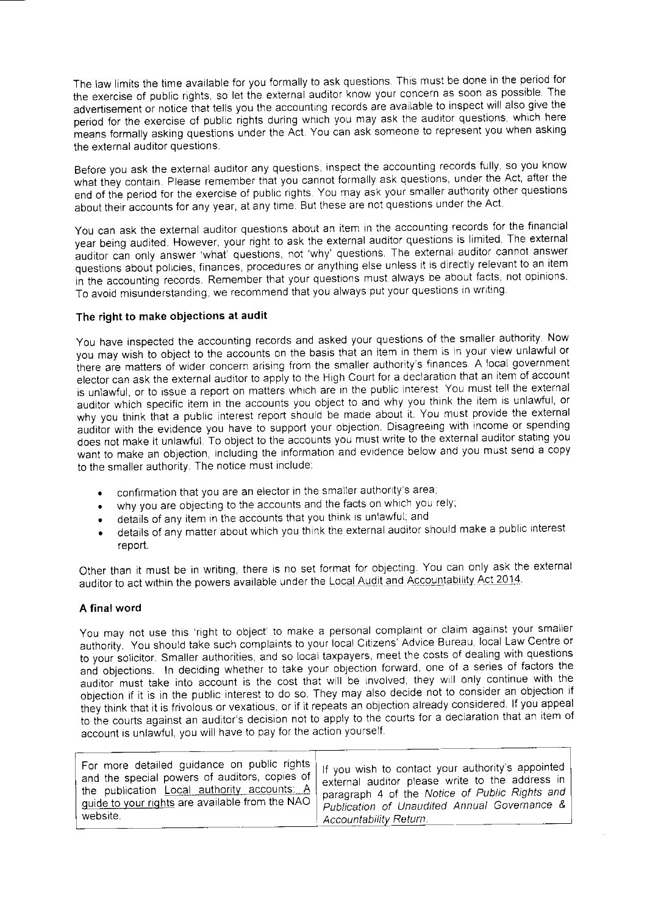The law limits the time available for you formally to ask questions. This must be done in the period for the exercise of public rights, so let the external auditor know your concern as soon as possible. The advertisement or notice that tells you the accounting records are available to inspect will also give the period for the exercise of public rights during which you may ask the auditor questions, which here means formally asking questions under the Act. You can ask someone to represent you when asking the external auditor questions.

Before you ask the external auditor any questions, inspect the accounting records fully, so you know what they contain. Please remember that you cannot formally ask questions, under the Act, after the end of the period for the exercise of public rights. You may ask your smaller authority other questions about their accounts for any year, at any time. But these are not questions under the Act.

You can ask the external auditor questions about an item in the accounting records for the financial year being audited. However, your right to ask the external auditor questions is limited. The external auditor can only answer 'what' questions, not 'why' questions. The external auditor cannot answer questions about policies, finances, procedures or anything else unless it is directly relevant to an item in the accounting records. Remember that your questions must always be about facts, not opinions. To avoid misunderstanding, we recommend that you always put your questions in writing.

### The right to make objections at audit

You have inspected the accounting records and asked your questions of the smaller authority. Now you may wish to object to the accounts on the basis that an item in them is in your view unlawful or there are matters of wider concern arising from the smaller authority's finances. A local government elector can ask the external auditor to apply to the High Court for a declaration that an item of account is unlawful, or to issue a report on matters which are in the public interest. You must tell the external auditor which specific item in the accounts you object to and why you think the item is unlawful, or why you think that a public interest report should be made about it. You must provide the external auditor with the evidence you have to support your objection. Disagreeing with income or spending does not make it unlawful. To object to the accounts you must write to the external auditor stating you want to make an objection, including the information and evidence below and you must send a copy to the smaller authority. The notice must include:

- confirmation that you are an elector in the smaller authority's area;
- why you are objecting to the accounts and the facts on which you rely;
- details of any item in the accounts that you think is unlawful; and
- details of any matter about which you think the external auditor should make a public interest report.

Other than it must be in writing, there is no set format for objecting. You can only ask the external auditor to act within the powers available under the Local Audit and Accountability Act 2014.

### A final word

You may not use this 'right to object' to make a personal complaint or claim against your smaller authority. You should take such complaints to your local Citizens' Advice Bureau, local Law Centre or to your solicitor. Smaller authorities, and so local taxpayers, meet the costs of dealing with questions and objections. In deciding whether to take your objection forward, one of a series of factors the auditor must take into account is the cost that will be involved, they will only continue with the objection if it is in the public interest to do so. They may also decide not to consider an objection if they think that it is frivolous or vexatious, or if it repeats an objection already considered. If you appeal to the courts against an auditor's decision not to apply to the courts for a declaration that an item of account is unlawful, you will have to pay for the action yourself.

| | |
|---|---|
| For more detailed guidance on public rights and the special powers of auditors, copies of the publication Local authority accounts: A guide to your rights are available from the NAO website. | If you wish to contact your authority's appointed external auditor please write to the address in paragraph 4 of the *Notice of Public Rights and Publication of Unaudited Annual Governance & Accountability Return*. |